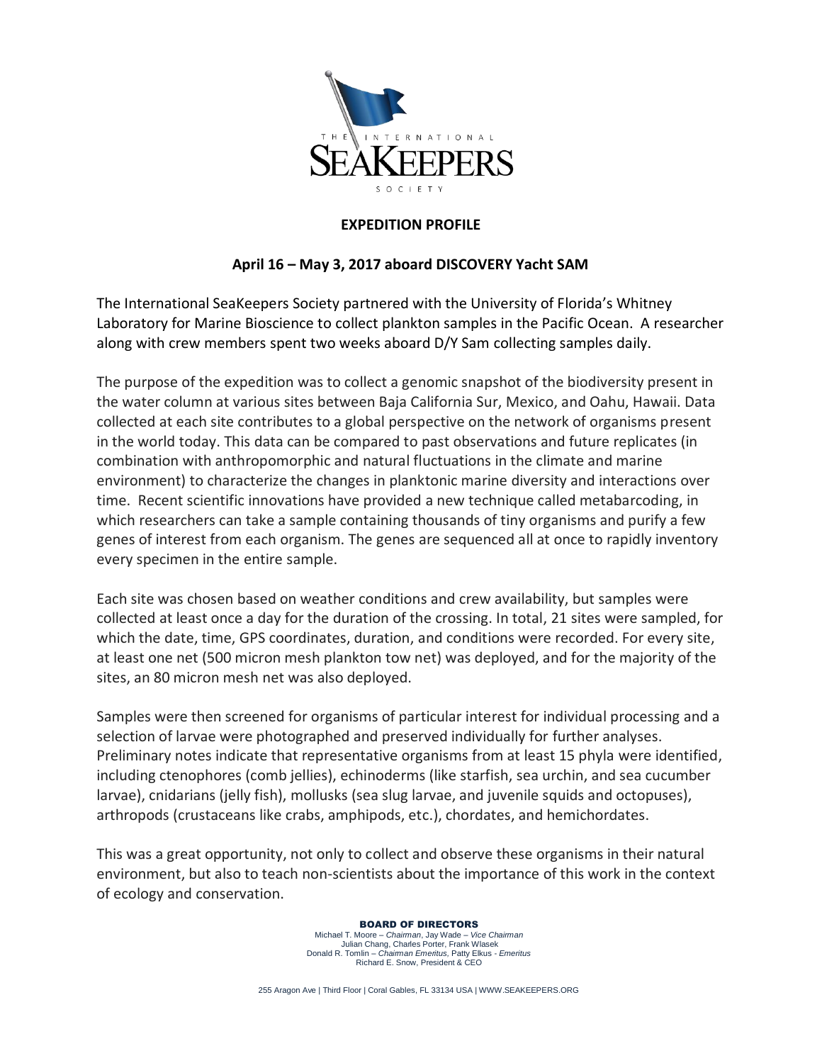THE INTERNATIONAL SEAKEEPERS SOCIETY

## EXPEDITION PROFILE

### April 16 – May 3, 2017 aboard DISCOVERY Yacht SAM

The International SeaKeepers Society partnered with the University of Florida's Whitney Laboratory for Marine Bioscience to collect plankton samples in the Pacific Ocean. A researcher along with crew members spent two weeks aboard D/Y Sam collecting samples daily.

The purpose of the expedition was to collect a genomic snapshot of the biodiversity present in the water column at various sites between Baja California Sur, Mexico, and Oahu, Hawaii. Data collected at each site contributes to a global perspective on the network of organisms present in the world today. This data can be compared to past observations and future replicates (in combination with anthropomorphic and natural fluctuations in the climate and marine environment) to characterize the changes in planktonic marine diversity and interactions over time. Recent scientific innovations have provided a new technique called metabarcoding, in which researchers can take a sample containing thousands of tiny organisms and purify a few genes of interest from each organism. The genes are sequenced all at once to rapidly inventory every specimen in the entire sample.

Each site was chosen based on weather conditions and crew availability, but samples were collected at least once a day for the duration of the crossing. In total, 21 sites were sampled, for which the date, time, GPS coordinates, duration, and conditions were recorded. For every site, at least one net (500 micron mesh plankton tow net) was deployed, and for the majority of the sites, an 80 micron mesh net was also deployed.

Samples were then screened for organisms of particular interest for individual processing and a selection of larvae were photographed and preserved individually for further analyses. Preliminary notes indicate that representative organisms from at least 15 phyla were identified, including ctenophores (comb jellies), echinoderms (like starfish, sea urchin, and sea cucumber larvae), cnidarians (jelly fish), mollusks (sea slug larvae, and juvenile squids and octopuses), arthropods (crustaceans like crabs, amphipods, etc.), chordates, and hemichordates.

This was a great opportunity, not only to collect and observe these organisms in their natural environment, but also to teach non-scientists about the importance of this work in the context of ecology and conservation.

**BOARD OF DIRECTORS**
Michael T. Moore – *Chairman*, Jay Wade – *Vice Chairman*
Julian Chang, Charles Porter, Frank Wlasek
Donald R. Tomlin – *Chairman Emeritus*, Patty Elkus - *Emeritus*
Richard E. Snow, President & CEO

255 Aragon Ave | Third Floor | Coral Gables, FL 33134 USA | WWW.SEAKEEPERS.ORG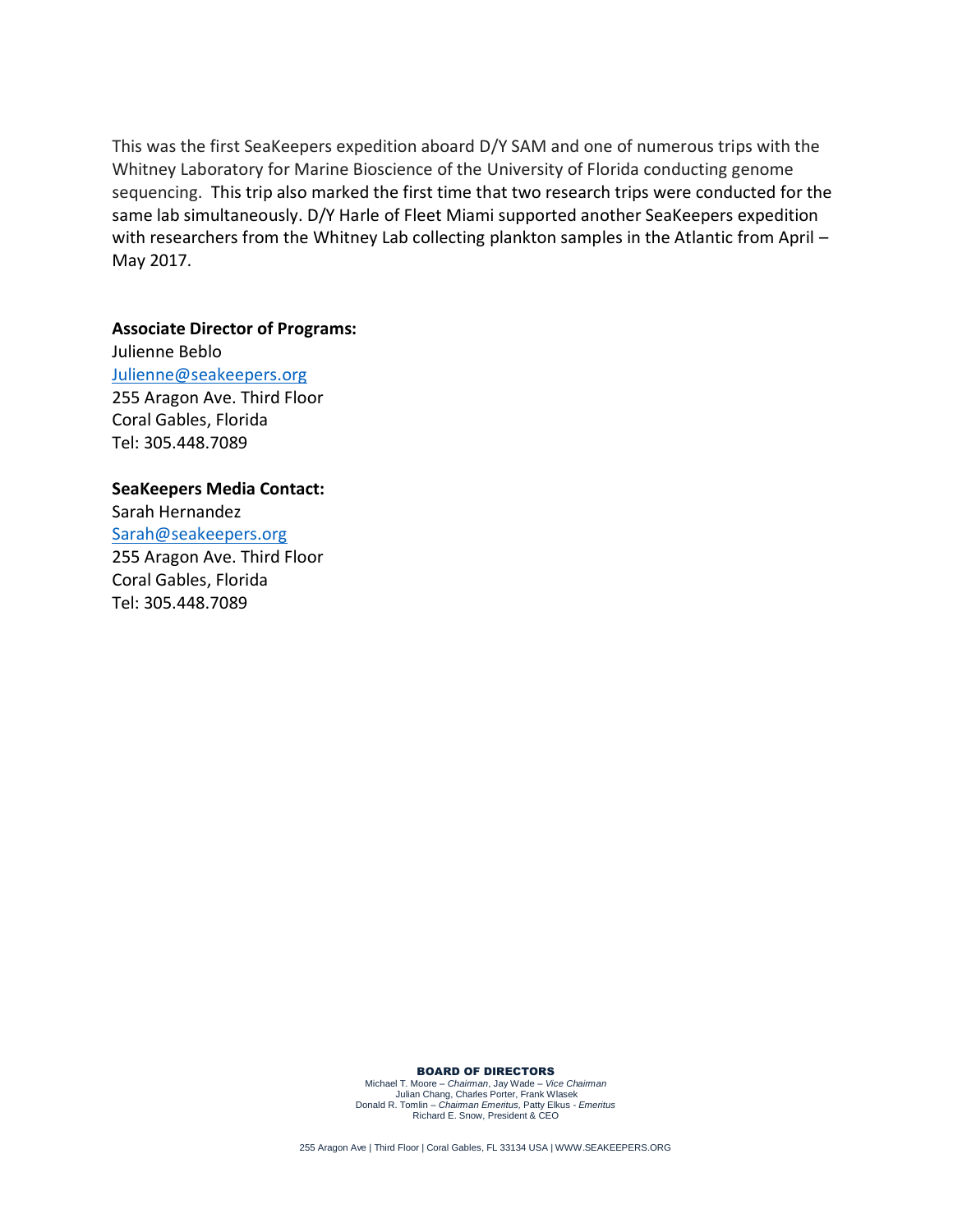This was the first SeaKeepers expedition aboard D/Y SAM and one of numerous trips with the Whitney Laboratory for Marine Bioscience of the University of Florida conducting genome sequencing. This trip also marked the first time that two research trips were conducted for the same lab simultaneously. D/Y Harle of Fleet Miami supported another SeaKeepers expedition with researchers from the Whitney Lab collecting plankton samples in the Atlantic from April – May 2017.

**Associate Director of Programs:**
Julienne Beblo
Julienne@seakeepers.org
255 Aragon Ave. Third Floor
Coral Gables, Florida
Tel: 305.448.7089

**SeaKeepers Media Contact:**
Sarah Hernandez
Sarah@seakeepers.org
255 Aragon Ave. Third Floor
Coral Gables, Florida
Tel: 305.448.7089

**BOARD OF DIRECTORS**
Michael T. Moore – *Chairman*, Jay Wade – *Vice Chairman*
Julian Chang, Charles Porter, Frank Wlasek
Donald R. Tomlin – *Chairman Emeritus*, Patty Elkus - *Emeritus*
Richard E. Snow, President & CEO

255 Aragon Ave | Third Floor | Coral Gables, FL 33134 USA | WWW.SEAKEEPERS.ORG